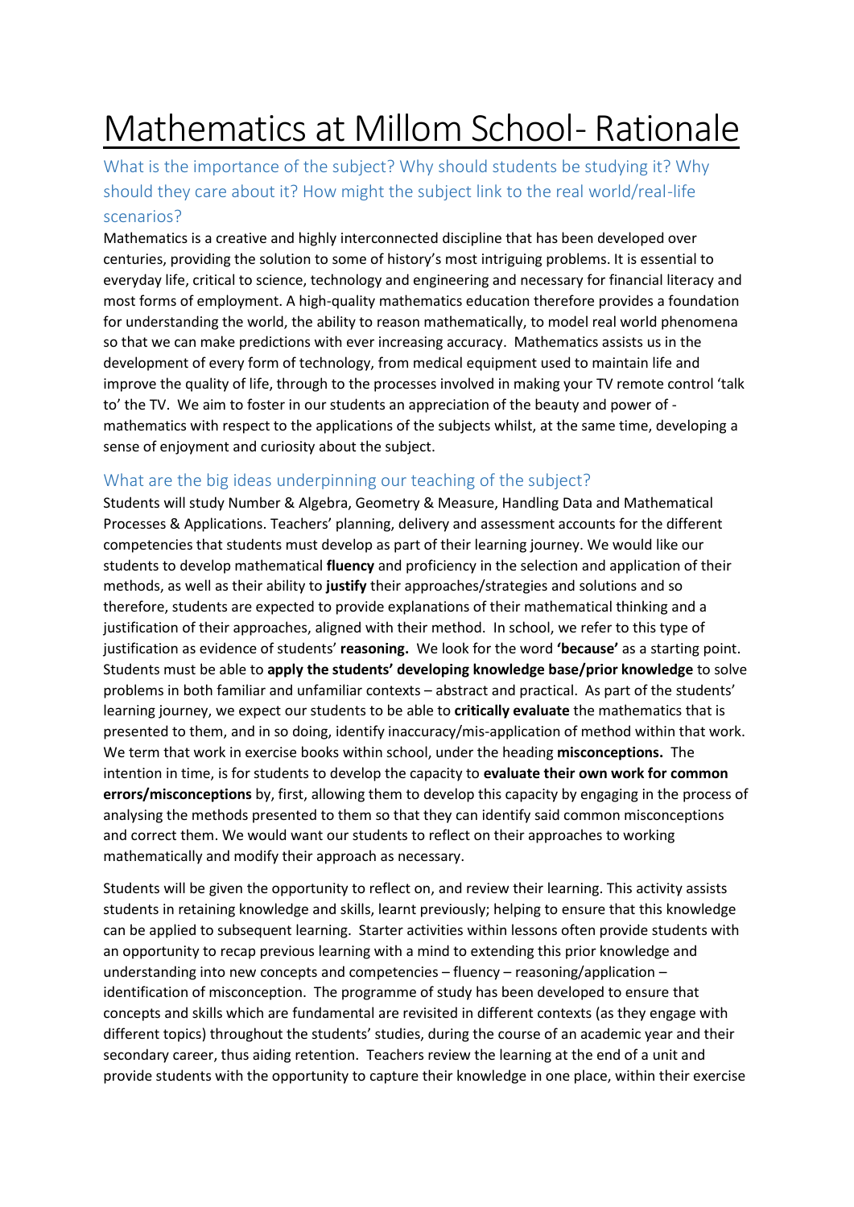# Mathematics at Millom School- Rationale

## What is the importance of the subject? Why should students be studying it? Why should they care about it? How might the subject link to the real world/real-life scenarios?

Mathematics is a creative and highly interconnected discipline that has been developed over centuries, providing the solution to some of history's most intriguing problems. It is essential to everyday life, critical to science, technology and engineering and necessary for financial literacy and most forms of employment. A high-quality mathematics education therefore provides a foundation for understanding the world, the ability to reason mathematically, to model real world phenomena so that we can make predictions with ever increasing accuracy. Mathematics assists us in the development of every form of technology, from medical equipment used to maintain life and improve the quality of life, through to the processes involved in making your TV remote control 'talk to' the TV. We aim to foster in our students an appreciation of the beauty and power of - mathematics with respect to the applications of the subjects whilst, at the same time, developing a sense of enjoyment and curiosity about the subject.

## What are the big ideas underpinning our teaching of the subject?

Students will study Number & Algebra, Geometry & Measure, Handling Data and Mathematical Processes & Applications. Teachers' planning, delivery and assessment accounts for the different competencies that students must develop as part of their learning journey. We would like our students to develop mathematical **fluency** and proficiency in the selection and application of their methods, as well as their ability to **justify** their approaches/strategies and solutions and so therefore, students are expected to provide explanations of their mathematical thinking and a justification of their approaches, aligned with their method. In school, we refer to this type of justification as evidence of students' **reasoning.** We look for the word **'because'** as a starting point. Students must be able to **apply the students' developing knowledge base/prior knowledge** to solve problems in both familiar and unfamiliar contexts – abstract and practical. As part of the students' learning journey, we expect our students to be able to **critically evaluate** the mathematics that is presented to them, and in so doing, identify inaccuracy/mis-application of method within that work. We term that work in exercise books within school, under the heading **misconceptions.** The intention in time, is for students to develop the capacity to **evaluate their own work for common errors/misconceptions** by, first, allowing them to develop this capacity by engaging in the process of analysing the methods presented to them so that they can identify said common misconceptions and correct them. We would want our students to reflect on their approaches to working mathematically and modify their approach as necessary.

Students will be given the opportunity to reflect on, and review their learning. This activity assists students in retaining knowledge and skills, learnt previously; helping to ensure that this knowledge can be applied to subsequent learning. Starter activities within lessons often provide students with an opportunity to recap previous learning with a mind to extending this prior knowledge and understanding into new concepts and competencies – fluency – reasoning/application – identification of misconception. The programme of study has been developed to ensure that concepts and skills which are fundamental are revisited in different contexts (as they engage with different topics) throughout the students' studies, during the course of an academic year and their secondary career, thus aiding retention. Teachers review the learning at the end of a unit and provide students with the opportunity to capture their knowledge in one place, within their exercise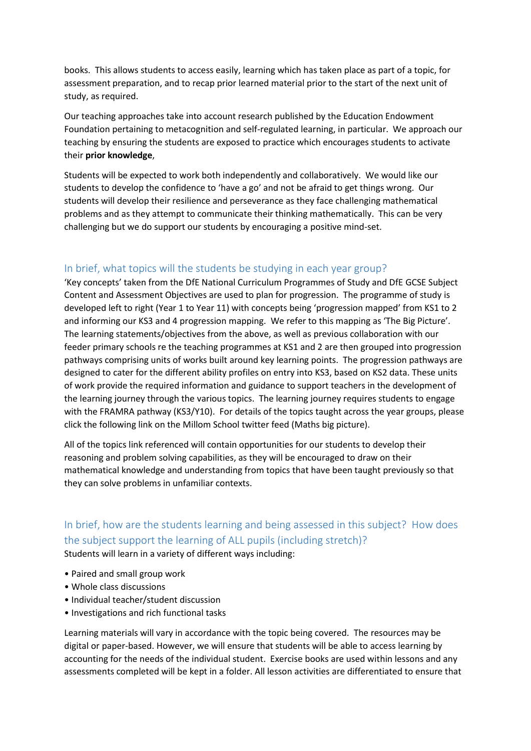books. This allows students to access easily, learning which has taken place as part of a topic, for assessment preparation, and to recap prior learned material prior to the start of the next unit of study, as required.

Our teaching approaches take into account research published by the Education Endowment Foundation pertaining to metacognition and self-regulated learning, in particular. We approach our teaching by ensuring the students are exposed to practice which encourages students to activate their **prior knowledge**,

Students will be expected to work both independently and collaboratively. We would like our students to develop the confidence to 'have a go' and not be afraid to get things wrong. Our students will develop their resilience and perseverance as they face challenging mathematical problems and as they attempt to communicate their thinking mathematically. This can be very challenging but we do support our students by encouraging a positive mind-set.

## In brief, what topics will the students be studying in each year group?

'Key concepts' taken from the DfE National Curriculum Programmes of Study and DfE GCSE Subject Content and Assessment Objectives are used to plan for progression. The programme of study is developed left to right (Year 1 to Year 11) with concepts being 'progression mapped' from KS1 to 2 and informing our KS3 and 4 progression mapping. We refer to this mapping as 'The Big Picture'. The learning statements/objectives from the above, as well as previous collaboration with our feeder primary schools re the teaching programmes at KS1 and 2 are then grouped into progression pathways comprising units of works built around key learning points. The progression pathways are designed to cater for the different ability profiles on entry into KS3, based on KS2 data. These units of work provide the required information and guidance to support teachers in the development of the learning journey through the various topics. The learning journey requires students to engage with the FRAMRA pathway (KS3/Y10). For details of the topics taught across the year groups, please click the following link on the Millom School twitter feed (Maths big picture).

All of the topics link referenced will contain opportunities for our students to develop their reasoning and problem solving capabilities, as they will be encouraged to draw on their mathematical knowledge and understanding from topics that have been taught previously so that they can solve problems in unfamiliar contexts.

## In brief, how are the students learning and being assessed in this subject? How does the subject support the learning of ALL pupils (including stretch)?

Students will learn in a variety of different ways including:

- Paired and small group work
- Whole class discussions
- Individual teacher/student discussion
- Investigations and rich functional tasks

Learning materials will vary in accordance with the topic being covered. The resources may be digital or paper-based. However, we will ensure that students will be able to access learning by accounting for the needs of the individual student. Exercise books are used within lessons and any assessments completed will be kept in a folder. All lesson activities are differentiated to ensure that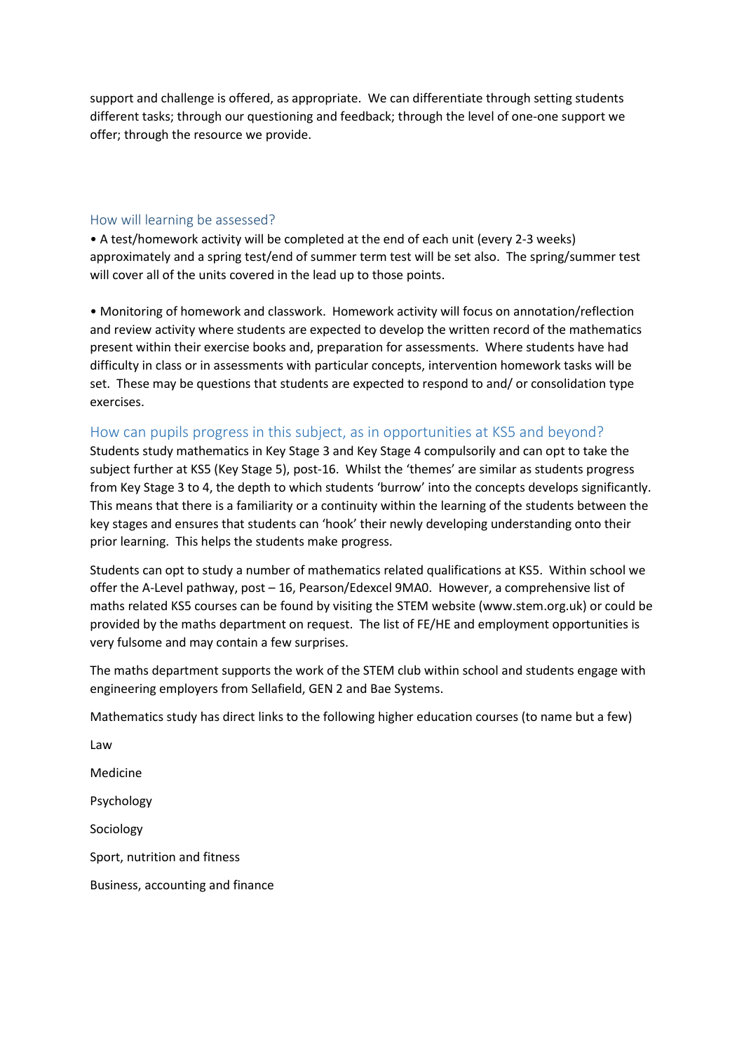support and challenge is offered, as appropriate. We can differentiate through setting students different tasks; through our questioning and feedback; through the level of one-one support we offer; through the resource we provide.

## How will learning be assessed?

• A test/homework activity will be completed at the end of each unit (every 2-3 weeks) approximately and a spring test/end of summer term test will be set also. The spring/summer test will cover all of the units covered in the lead up to those points.

• Monitoring of homework and classwork. Homework activity will focus on annotation/reflection and review activity where students are expected to develop the written record of the mathematics present within their exercise books and, preparation for assessments. Where students have had difficulty in class or in assessments with particular concepts, intervention homework tasks will be set. These may be questions that students are expected to respond to and/ or consolidation type exercises.

## How can pupils progress in this subject, as in opportunities at KS5 and beyond?

Students study mathematics in Key Stage 3 and Key Stage 4 compulsorily and can opt to take the subject further at KS5 (Key Stage 5), post-16. Whilst the 'themes' are similar as students progress from Key Stage 3 to 4, the depth to which students 'burrow' into the concepts develops significantly. This means that there is a familiarity or a continuity within the learning of the students between the key stages and ensures that students can 'hook' their newly developing understanding onto their prior learning. This helps the students make progress.

Students can opt to study a number of mathematics related qualifications at KS5. Within school we offer the A-Level pathway, post – 16, Pearson/Edexcel 9MA0. However, a comprehensive list of maths related KS5 courses can be found by visiting the STEM website (www.stem.org.uk) or could be provided by the maths department on request. The list of FE/HE and employment opportunities is very fulsome and may contain a few surprises.

The maths department supports the work of the STEM club within school and students engage with engineering employers from Sellafield, GEN 2 and Bae Systems.

Mathematics study has direct links to the following higher education courses (to name but a few)

Law

Medicine

Psychology

Sociology

Sport, nutrition and fitness

Business, accounting and finance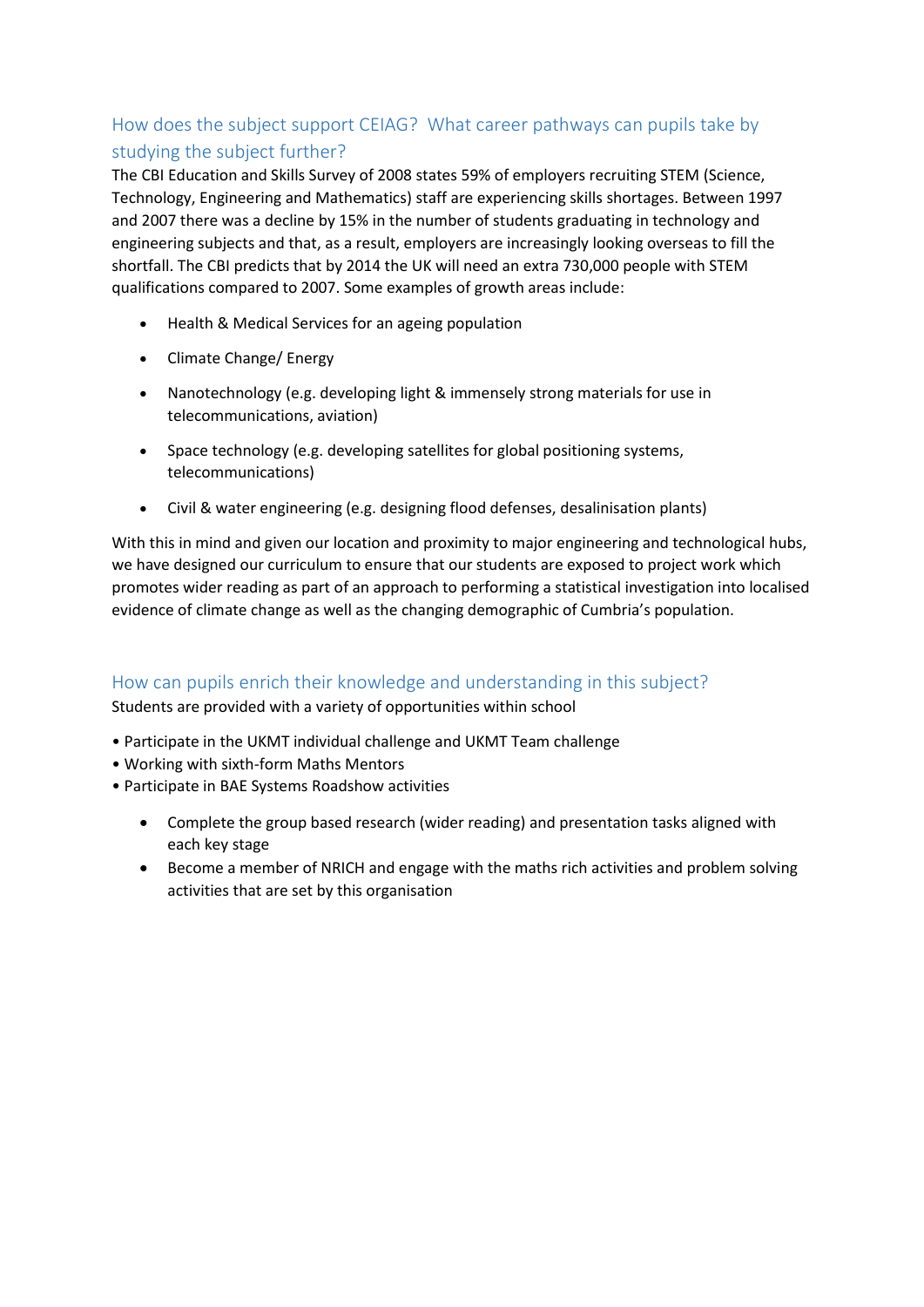## How does the subject support CEIAG? What career pathways can pupils take by studying the subject further?

The CBI Education and Skills Survey of 2008 states 59% of employers recruiting STEM (Science, Technology, Engineering and Mathematics) staff are experiencing skills shortages. Between 1997 and 2007 there was a decline by 15% in the number of students graduating in technology and engineering subjects and that, as a result, employers are increasingly looking overseas to fill the shortfall. The CBI predicts that by 2014 the UK will need an extra 730,000 people with STEM qualifications compared to 2007. Some examples of growth areas include:

- Health & Medical Services for an ageing population
- Climate Change/ Energy
- Nanotechnology (e.g. developing light & immensely strong materials for use in telecommunications, aviation)
- Space technology (e.g. developing satellites for global positioning systems, telecommunications)
- Civil & water engineering (e.g. designing flood defenses, desalinisation plants)

With this in mind and given our location and proximity to major engineering and technological hubs, we have designed our curriculum to ensure that our students are exposed to project work which promotes wider reading as part of an approach to performing a statistical investigation into localised evidence of climate change as well as the changing demographic of Cumbria's population.

## How can pupils enrich their knowledge and understanding in this subject?

Students are provided with a variety of opportunities within school

• Participate in the UKMT individual challenge and UKMT Team challenge
• Working with sixth-form Maths Mentors
• Participate in BAE Systems Roadshow activities

- Complete the group based research (wider reading) and presentation tasks aligned with each key stage
- Become a member of NRICH and engage with the maths rich activities and problem solving activities that are set by this organisation